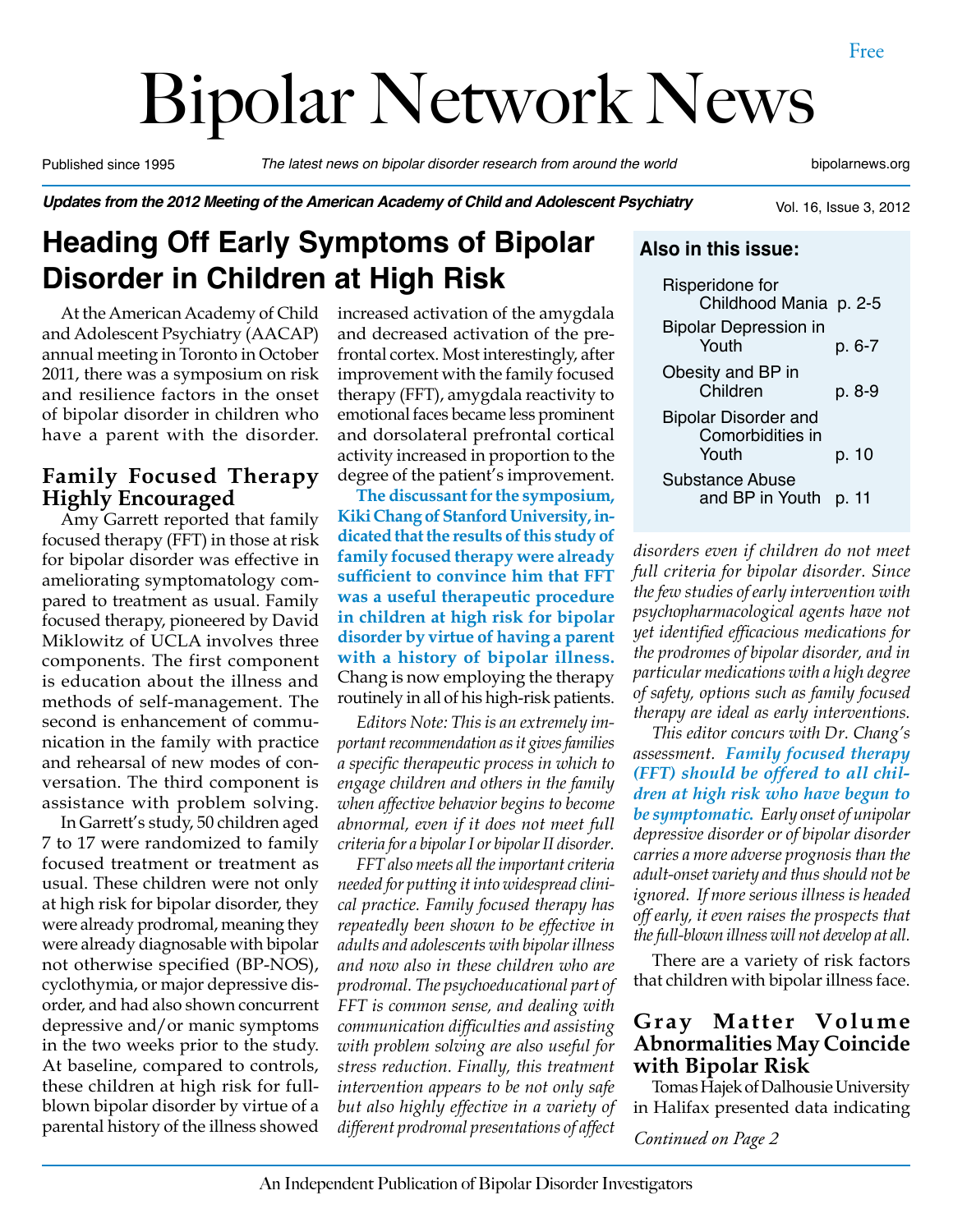Free

# Bipolar Network News

Published since 1995 | *The latest news on bipolar disorder research from around the world* | bipolarnews.org

***Updates from the 2012 Meeting of the American Academy of Child and Adolescent Psychiatry***

## Heading Off Early Symptoms of Bipolar Disorder in Children at High Risk

At the American Academy of Child and Adolescent Psychiatry (AACAP) annual meeting in Toronto in October 2011, there was a symposium on risk and resilience factors in the onset of bipolar disorder in children who have a parent with the disorder.

### Family Focused Therapy Highly Encouraged

Amy Garrett reported that family focused therapy (FFT) in those at risk for bipolar disorder was effective in ameliorating symptomatology compared to treatment as usual. Family focused therapy, pioneered by David Miklowitz of UCLA involves three components. The first component is education about the illness and methods of self-management. The second is enhancement of communication in the family with practice and rehearsal of new modes of conversation. The third component is assistance with problem solving.

In Garrett's study, 50 children aged 7 to 17 were randomized to family focused treatment or treatment as usual. These children were not only at high risk for bipolar disorder, they were already prodromal, meaning they were already diagnosable with bipolar not otherwise specified (BP-NOS), cyclothymia, or major depressive disorder, and had also shown concurrent depressive and/or manic symptoms in the two weeks prior to the study. At baseline, compared to controls, these children at high risk for full-blown bipolar disorder by virtue of a parental history of the illness showed increased activation of the amygdala and decreased activation of the prefrontal cortex. Most interestingly, after improvement with the family focused therapy (FFT), amygdala reactivity to emotional faces became less prominent and dorsolateral prefrontal cortical activity increased in proportion to the degree of the patient's improvement.

**The discussant for the symposium, Kiki Chang of Stanford University, indicated that the results of this study of family focused therapy were already sufficient to convince him that FFT was a useful therapeutic procedure in children at high risk for bipolar disorder by virtue of having a parent with a history of bipolar illness.** Chang is now employing the therapy routinely in all of his high-risk patients.

*Editors Note: This is an extremely important recommendation as it gives families a specific therapeutic process in which to engage children and others in the family when affective behavior begins to become abnormal, even if it does not meet full criteria for a bipolar I or bipolar II disorder.*

*FFT also meets all the important criteria needed for putting it into widespread clinical practice. Family focused therapy has repeatedly been shown to be effective in adults and adolescents with bipolar illness and now also in these children who are prodromal. The psychoeducational part of FFT is common sense, and dealing with communication difficulties and assisting with problem solving are also useful for stress reduction. Finally, this treatment intervention appears to be not only safe but also highly effective in a variety of different prodromal presentations of affect disorders even if children do not meet full criteria for bipolar disorder. Since the few studies of early intervention with psychopharmacological agents have not yet identified efficacious medications for the prodromes of bipolar disorder, and in particular medications with a high degree of safety, options such as family focused therapy are ideal as early interventions.*

*This editor concurs with Dr. Chang's assessment.* ***Family focused therapy (FFT) should be offered to all children at high risk who have begun to be symptomatic.*** *Early onset of unipolar depressive disorder or of bipolar disorder carries a more adverse prognosis than the adult-onset variety and thus should not be ignored. If more serious illness is headed off early, it even raises the prospects that the full-blown illness will not develop at all.*

There are a variety of risk factors that children with bipolar illness face.

### Gray Matter Volume Abnormalities May Coincide with Bipolar Risk

Tomas Hajek of Dalhousie University in Halifax presented data indicating

*Continued on Page 2*

**Also in this issue:**

| | |
|---|---|
| Risperidone for Childhood Mania | p. 2-5 |
| Bipolar Depression in Youth | p. 6-7 |
| Obesity and BP in Children | p. 8-9 |
| Bipolar Disorder and Comorbidities in Youth | p. 10 |
| Substance Abuse and BP in Youth | p. 11 |

An Independent Publication of Bipolar Disorder Investigators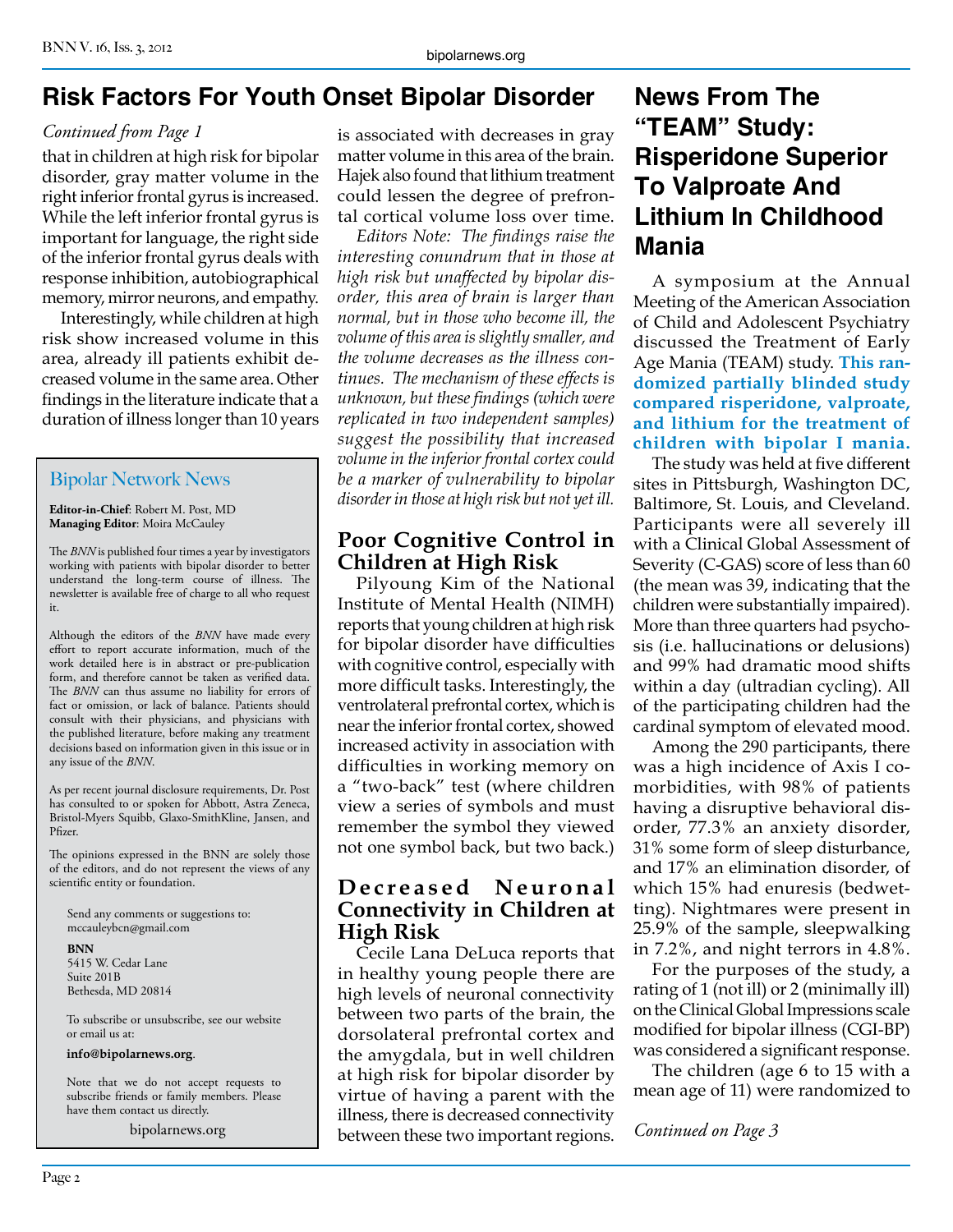# Risk Factors For Youth Onset Bipolar Disorder

*Continued from Page 1*

that in children at high risk for bipolar disorder, gray matter volume in the right inferior frontal gyrus is increased. While the left inferior frontal gyrus is important for language, the right side of the inferior frontal gyrus deals with response inhibition, autobiographical memory, mirror neurons, and empathy.

Interestingly, while children at high risk show increased volume in this area, already ill patients exhibit decreased volume in the same area. Other findings in the literature indicate that a duration of illness longer than 10 years is associated with decreases in gray matter volume in this area of the brain. Hajek also found that lithium treatment could lessen the degree of prefrontal cortical volume loss over time.

*Editors Note: The findings raise the interesting conundrum that in those at high risk but unaffected by bipolar disorder, this area of brain is larger than normal, but in those who become ill, the volume of this area is slightly smaller, and the volume decreases as the illness continues. The mechanism of these effects is unknown, but these findings (which were replicated in two independent samples) suggest the possibility that increased volume in the inferior frontal cortex could be a marker of vulnerability to bipolar disorder in those at high risk but not yet ill.*

## Poor Cognitive Control in Children at High Risk

Pilyoung Kim of the National Institute of Mental Health (NIMH) reports that young children at high risk for bipolar disorder have difficulties with cognitive control, especially with more difficult tasks. Interestingly, the ventrolateral prefrontal cortex, which is near the inferior frontal cortex, showed increased activity in association with difficulties in working memory on a "two-back" test (where children view a series of symbols and must remember the symbol they viewed not one symbol back, but two back.)

## Decreased Neuronal Connectivity in Children at High Risk

Cecile Lana DeLuca reports that in healthy young people there are high levels of neuronal connectivity between two parts of the brain, the dorsolateral prefrontal cortex and the amygdala, but in well children at high risk for bipolar disorder by virtue of having a parent with the illness, there is decreased connectivity between these two important regions.

### Bipolar Network News

**Editor-in-Chief**: Robert M. Post, MD
**Managing Editor**: Moira McCauley

The *BNN* is published four times a year by investigators working with patients with bipolar disorder to better understand the long-term course of illness. The newsletter is available free of charge to all who request it.

Although the editors of the *BNN* have made every effort to report accurate information, much of the work detailed here is in abstract or pre-publication form, and therefore cannot be taken as verified data. The *BNN* can thus assume no liability for errors of fact or omission, or lack of balance. Patients should consult with their physicians, and physicians with the published literature, before making any treatment decisions based on information given in this issue or in any issue of the *BNN*.

As per recent journal disclosure requirements, Dr. Post has consulted to or spoken for Abbott, Astra Zeneca, Bristol-Myers Squibb, Glaxo-SmithKline, Jansen, and Pfizer.

The opinions expressed in the BNN are solely those of the editors, and do not represent the views of any scientific entity or foundation.

Send any comments or suggestions to:
mccauleybcn@gmail.com

**BNN**
5415 W. Cedar Lane
Suite 201B
Bethesda, MD 20814

To subscribe or unsubscribe, see our website or email us at:

**info@bipolarnews.org**.

Note that we do not accept requests to subscribe friends or family members. Please have them contact us directly.

bipolarnews.org

# News From The "TEAM" Study: Risperidone Superior To Valproate And Lithium In Childhood Mania

A symposium at the Annual Meeting of the American Association of Child and Adolescent Psychiatry discussed the Treatment of Early Age Mania (TEAM) study. **This randomized partially blinded study compared risperidone, valproate, and lithium for the treatment of children with bipolar I mania.**

The study was held at five different sites in Pittsburgh, Washington DC, Baltimore, St. Louis, and Cleveland. Participants were all severely ill with a Clinical Global Assessment of Severity (C-GAS) score of less than 60 (the mean was 39, indicating that the children were substantially impaired). More than three quarters had psychosis (i.e. hallucinations or delusions) and 99% had dramatic mood shifts within a day (ultradian cycling). All of the participating children had the cardinal symptom of elevated mood.

Among the 290 participants, there was a high incidence of Axis I comorbidities, with 98% of patients having a disruptive behavioral disorder, 77.3% an anxiety disorder, 31% some form of sleep disturbance, and 17% an elimination disorder, of which 15% had enuresis (bedwetting). Nightmares were present in 25.9% of the sample, sleepwalking in 7.2%, and night terrors in 4.8%.

For the purposes of the study, a rating of 1 (not ill) or 2 (minimally ill) on the Clinical Global Impressions scale modified for bipolar illness (CGI-BP) was considered a significant response.

The children (age 6 to 15 with a mean age of 11) were randomized to

*Continued on Page 3*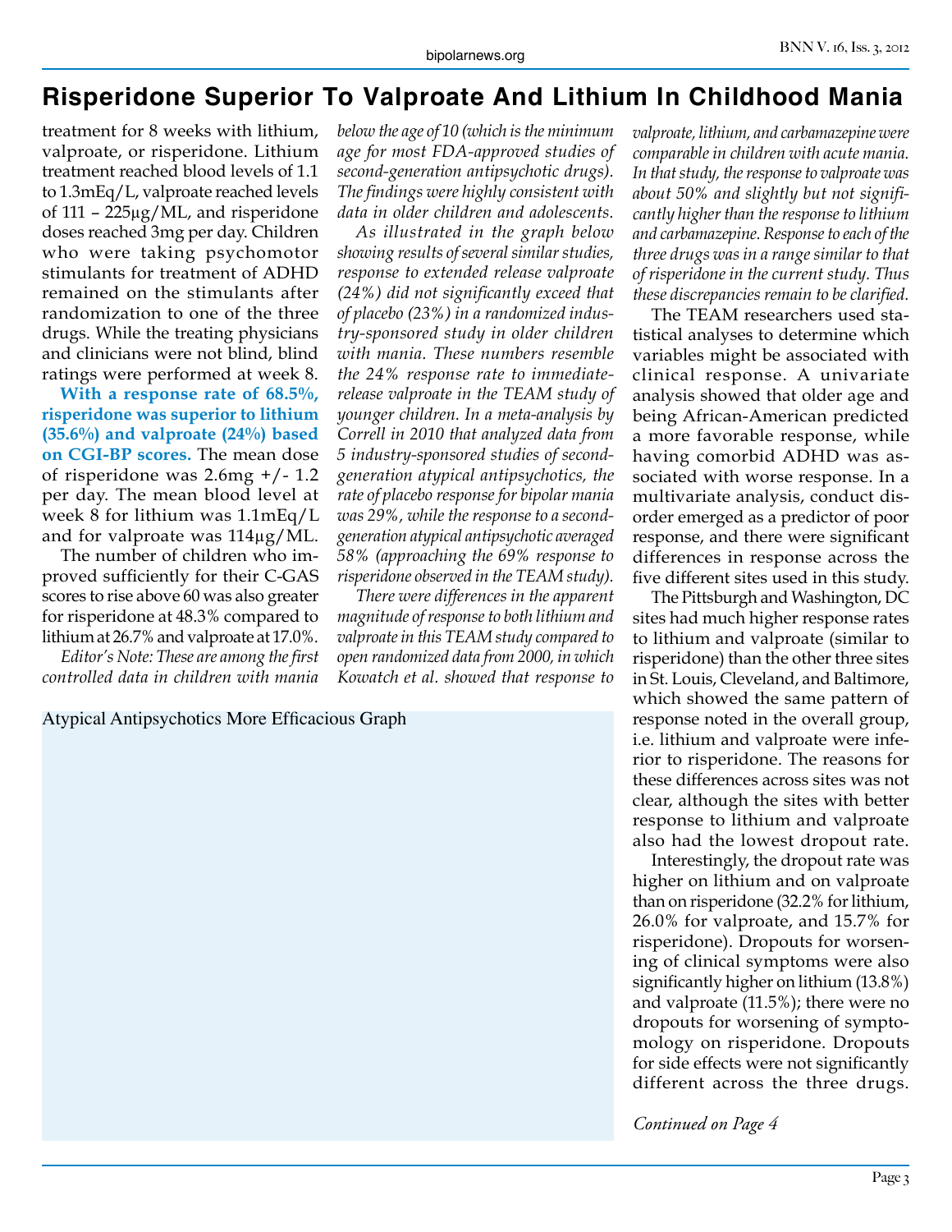# Risperidone Superior To Valproate And Lithium In Childhood Mania

treatment for 8 weeks with lithium, valproate, or risperidone. Lithium treatment reached blood levels of 1.1 to 1.3mEq/L, valproate reached levels of 111 – 225µg/ML, and risperidone doses reached 3mg per day. Children who were taking psychomotor stimulants for treatment of ADHD remained on the stimulants after randomization to one of the three drugs. While the treating physicians and clinicians were not blind, blind ratings were performed at week 8.

**With a response rate of 68.5%, risperidone was superior to lithium (35.6%) and valproate (24%) based on CGI-BP scores.** The mean dose of risperidone was 2.6mg +/- 1.2 per day. The mean blood level at week 8 for lithium was 1.1mEq/L and for valproate was 114µg/ML.

The number of children who improved sufficiently for their C-GAS scores to rise above 60 was also greater for risperidone at 48.3% compared to lithium at 26.7% and valproate at 17.0%.

*Editor's Note: These are among the first controlled data in children with mania below the age of 10 (which is the minimum age for most FDA-approved studies of second-generation antipsychotic drugs). The findings were highly consistent with data in older children and adolescents.*

*As illustrated in the graph below showing results of several similar studies, response to extended release valproate (24%) did not significantly exceed that of placebo (23%) in a randomized industry-sponsored study in older children with mania. These numbers resemble the 24% response rate to immediate-release valproate in the TEAM study of younger children. In a meta-analysis by Correll in 2010 that analyzed data from 5 industry-sponsored studies of second-generation atypical antipsychotics, the rate of placebo response for bipolar mania was 29%, while the response to a second-generation atypical antipsychotic averaged 58% (approaching the 69% response to risperidone observed in the TEAM study).*

*There were differences in the apparent magnitude of response to both lithium and valproate in this TEAM study compared to open randomized data from 2000, in which Kowatch et al. showed that response to valproate, lithium, and carbamazepine were comparable in children with acute mania. In that study, the response to valproate was about 50% and slightly but not significantly higher than the response to lithium and carbamazepine. Response to each of the three drugs was in a range similar to that of risperidone in the current study. Thus these discrepancies remain to be clarified.*

Atypical Antipsychotics More Efficacious Graph

The TEAM researchers used statistical analyses to determine which variables might be associated with clinical response. A univariate analysis showed that older age and being African-American predicted a more favorable response, while having comorbid ADHD was associated with worse response. In a multivariate analysis, conduct disorder emerged as a predictor of poor response, and there were significant differences in response across the five different sites used in this study.

The Pittsburgh and Washington, DC sites had much higher response rates to lithium and valproate (similar to risperidone) than the other three sites in St. Louis, Cleveland, and Baltimore, which showed the same pattern of response noted in the overall group, i.e. lithium and valproate were inferior to risperidone. The reasons for these differences across sites was not clear, although the sites with better response to lithium and valproate also had the lowest dropout rate.

Interestingly, the dropout rate was higher on lithium and on valproate than on risperidone (32.2% for lithium, 26.0% for valproate, and 15.7% for risperidone). Dropouts for worsening of clinical symptoms were also significantly higher on lithium (13.8%) and valproate (11.5%); there were no dropouts for worsening of symptomology on risperidone. Dropouts for side effects were not significantly different across the three drugs.

*Continued on Page 4*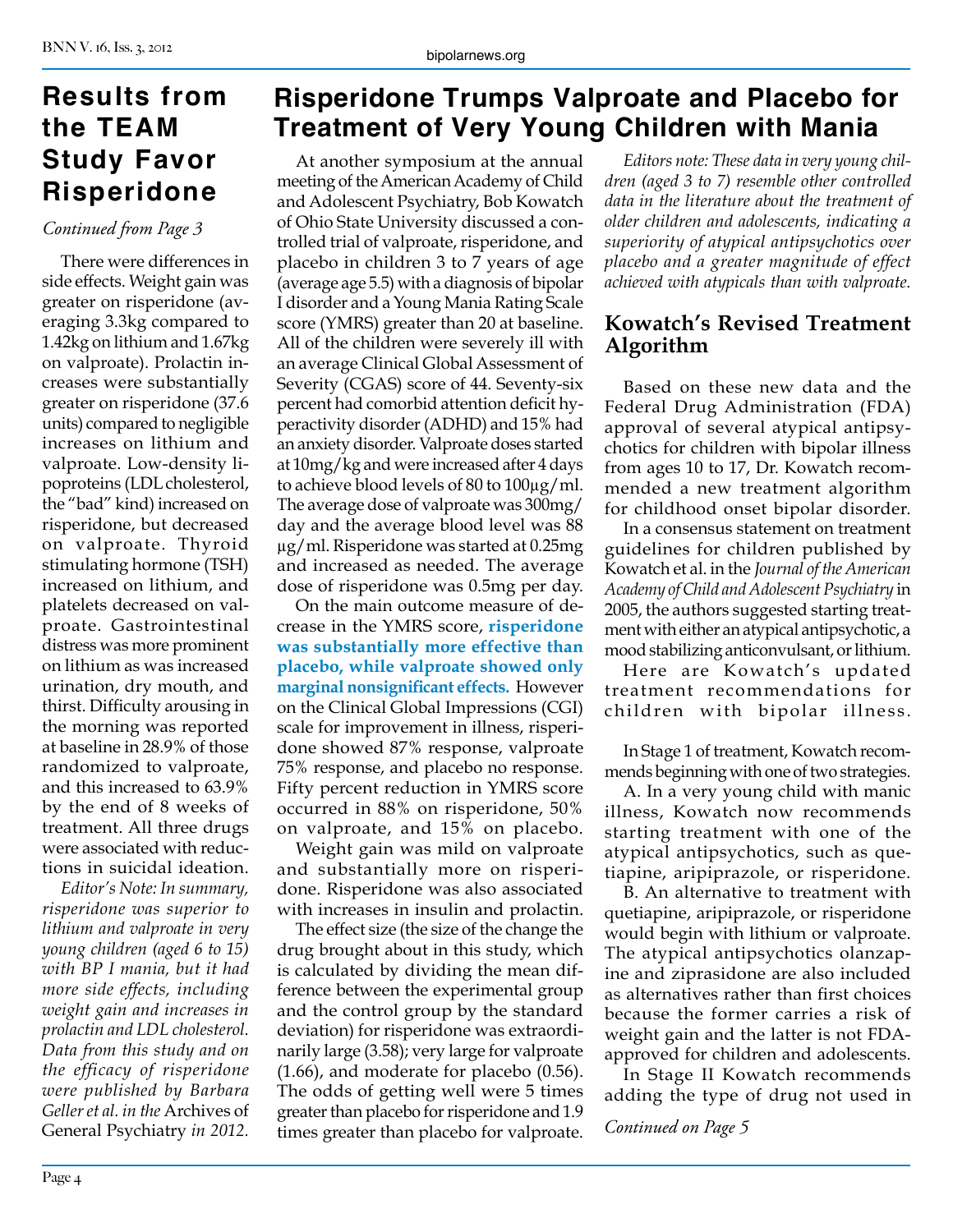## Results from the TEAM Study Favor Risperidone

*Continued from Page 3*

There were differences in side effects. Weight gain was greater on risperidone (averaging 3.3kg compared to 1.42kg on lithium and 1.67kg on valproate). Prolactin increases were substantially greater on risperidone (37.6 units) compared to negligible increases on lithium and valproate. Low-density lipoproteins (LDL cholesterol, the "bad" kind) increased on risperidone, but decreased on valproate. Thyroid stimulating hormone (TSH) increased on lithium, and platelets decreased on valproate. Gastrointestinal distress was more prominent on lithium as was increased urination, dry mouth, and thirst. Difficulty arousing in the morning was reported at baseline in 28.9% of those randomized to valproate, and this increased to 63.9% by the end of 8 weeks of treatment. All three drugs were associated with reductions in suicidal ideation.

*Editor's Note: In summary, risperidone was superior to lithium and valproate in very young children (aged 6 to 15) with BP I mania, but it had more side effects, including weight gain and increases in prolactin and LDL cholesterol. Data from this study and on the efficacy of risperidone were published by Barbara Geller et al. in the* Archives of General Psychiatry *in 2012.*

## Risperidone Trumps Valproate and Placebo for Treatment of Very Young Children with Mania

At another symposium at the annual meeting of the American Academy of Child and Adolescent Psychiatry, Bob Kowatch of Ohio State University discussed a controlled trial of valproate, risperidone, and placebo in children 3 to 7 years of age (average age 5.5) with a diagnosis of bipolar I disorder and a Young Mania Rating Scale score (YMRS) greater than 20 at baseline. All of the children were severely ill with an average Clinical Global Assessment of Severity (CGAS) score of 44. Seventy-six percent had comorbid attention deficit hyperactivity disorder (ADHD) and 15% had an anxiety disorder. Valproate doses started at 10mg/kg and were increased after 4 days to achieve blood levels of 80 to 100µg/ml. The average dose of valproate was 300mg/day and the average blood level was 88 µg/ml. Risperidone was started at 0.25mg and increased as needed. The average dose of risperidone was 0.5mg per day.

On the main outcome measure of decrease in the YMRS score, **risperidone was substantially more effective than placebo, while valproate showed only marginal nonsignificant effects.** However on the Clinical Global Impressions (CGI) scale for improvement in illness, risperidone showed 87% response, valproate 75% response, and placebo no response. Fifty percent reduction in YMRS score occurred in 88% on risperidone, 50% on valproate, and 15% on placebo.

Weight gain was mild on valproate and substantially more on risperidone. Risperidone was also associated with increases in insulin and prolactin.

The effect size (the size of the change the drug brought about in this study, which is calculated by dividing the mean difference between the experimental group and the control group by the standard deviation) for risperidone was extraordinarily large (3.58); very large for valproate (1.66), and moderate for placebo (0.56). The odds of getting well were 5 times greater than placebo for risperidone and 1.9 times greater than placebo for valproate.

*Editors note: These data in very young children (aged 3 to 7) resemble other controlled data in the literature about the treatment of older children and adolescents, indicating a superiority of atypical antipsychotics over placebo and a greater magnitude of effect achieved with atypicals than with valproate.*

### Kowatch's Revised Treatment Algorithm

Based on these new data and the Federal Drug Administration (FDA) approval of several atypical antipsychotics for children with bipolar illness from ages 10 to 17, Dr. Kowatch recommended a new treatment algorithm for childhood onset bipolar disorder.

In a consensus statement on treatment guidelines for children published by Kowatch et al. in the *Journal of the American Academy of Child and Adolescent Psychiatry* in 2005, the authors suggested starting treatment with either an atypical antipsychotic, a mood stabilizing anticonvulsant, or lithium.

Here are Kowatch's updated treatment recommendations for children with bipolar illness.

In Stage 1 of treatment, Kowatch recommends beginning with one of two strategies.

A. In a very young child with manic illness, Kowatch now recommends starting treatment with one of the atypical antipsychotics, such as quetiapine, aripiprazole, or risperidone.

B. An alternative to treatment with quetiapine, aripiprazole, or risperidone would begin with lithium or valproate. The atypical antipsychotics olanzapine and ziprasidone are also included as alternatives rather than first choices because the former carries a risk of weight gain and the latter is not FDA-approved for children and adolescents.

In Stage II Kowatch recommends adding the type of drug not used in

*Continued on Page 5*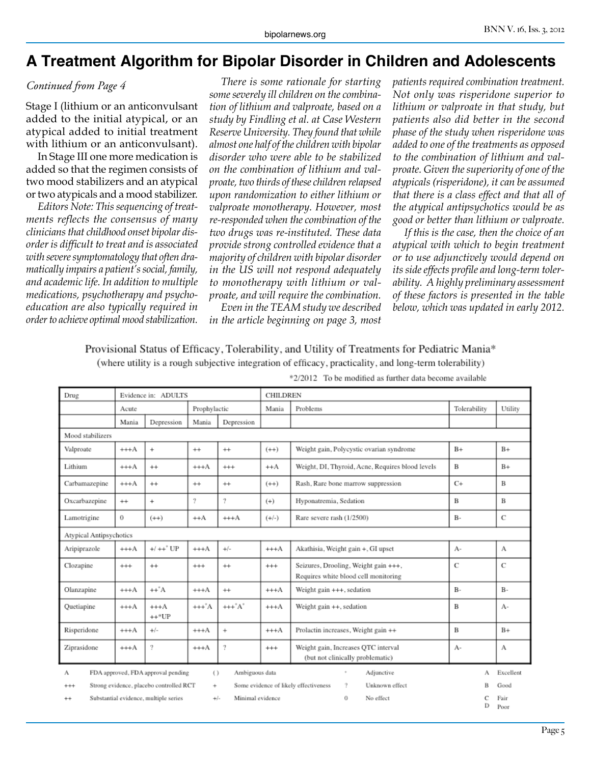# A Treatment Algorithm for Bipolar Disorder in Children and Adolescents

*Continued from Page 4*

Stage I (lithium or an anticonvulsant added to the initial atypical, or an atypical added to initial treatment with lithium or an anticonvulsant).

In Stage III one more medication is added so that the regimen consists of two mood stabilizers and an atypical or two atypicals and a mood stabilizer.

*Editors Note: This sequencing of treatments reflects the consensus of many clinicians that childhood onset bipolar disorder is difficult to treat and is associated with severe symptomatology that often dramatically impairs a patient's social, family, and academic life. In addition to multiple medications, psychotherapy and psychoeducation are also typically required in order to achieve optimal mood stabilization.*

*There is some rationale for starting some severely ill children on the combination of lithium and valproate, based on a study by Findling et al. at Case Western Reserve University. They found that while almost one half of the children with bipolar disorder who were able to be stabilized on the combination of lithium and valproate, two thirds of these children relapsed upon randomization to either lithium or valproate monotherapy. However, most re-responded when the combination of the two drugs was re-instituted. These data provide strong controlled evidence that a majority of children with bipolar disorder in the US will not respond adequately to monotherapy with lithium or valproate, and will require the combination.*

*Even in the TEAM study we described in the article beginning on page 3, most patients required combination treatment. Not only was risperidone superior to lithium or valproate in that study, but patients also did better in the second phase of the study when risperidone was added to one of the treatments as opposed to the combination of lithium and valproate. Given the superiority of one of the atypicals (risperidone), it can be assumed that there is a class effect and that all of the atypical antipsychotics would be as good or better than lithium or valproate.*

*If this is the case, then the choice of an atypical with which to begin treatment or to use adjunctively would depend on its side effects profile and long-term tolerability. A highly preliminary assessment of these factors is presented in the table below, which was updated in early 2012.*

Provisional Status of Efficacy, Tolerability, and Utility of Treatments for Pediatric Mania*

(where utility is a rough subjective integration of efficacy, practicality, and long-term tolerability)

*2/2012 To be modified as further data become available

| Drug | Evidence in: ADULTS | | | | CHILDREN | | | |
|---|---|---|---|---|---|---|---|---|
| | Acute | | Prophylactic | | Mania | Problems | Tolerability | Utility |
| | Mania | Depression | Mania | Depression | | | | |
| Mood stabilizers | | | | | | | | |
| Valproate | +++A | + | ++ | ++ | (++) | Weight gain, Polycystic ovarian syndrome | B+ | B+ |
| Lithium | +++A | ++ | +++A | +++ | ++A | Weight, DI, Thyroid, Acne, Requires blood levels | B | B+ |
| Carbamazepine | +++A | ++ | ++ | ++ | (++) | Rash, Rare bone marrow suppression | C+ | B |
| Oxcarbazepine | ++ | + | ? | ? | (+) | Hyponatremia, Sedation | B | B |
| Lamotrigine | 0 | (++) | ++A | +++A | (+/-) | Rare severe rash (1/2500) | B- | C |
| Atypical Antipsychotics | | | | | | | | |
| Aripiprazole | +++A | +/ ++* UP | +++A | +/- | +++A | Akathisia, Weight gain +, GI upset | A- | A |
| Clozapine | +++ | ++ | +++ | ++ | +++ | Seizures, Drooling, Weight gain +++, Requires white blood cell monitoring | C | C |
| Olanzapine | +++A | ++*A | +++A | ++ | +++A | Weight gain +++, sedation | B- | B- |
| Quetiapine | +++A | +++A ++*UP | +++*A | +++*A* | +++A | Weight gain ++, sedation | B | A- |
| Risperidone | +++A | +/- | +++A | + | +++A | Prolactin increases, Weight gain ++ | B | B+ |
| Ziprasidone | +++A | ? | +++A | ? | +++ | Weight gain, Increases QTC interval (but not clinically problematic) | A- | A |

A — FDA approved, FDA approval pending; +++ — Strong evidence, placebo controlled RCT; ++ — Substantial evidence, multiple series; ( ) — Ambiguous data; + — Some evidence of likely effectiveness; +/- — Minimal evidence; * — Adjunctive; ? — Unknown effect; 0 — No effect; A — Excellent; B — Good; C — Fair; D — Poor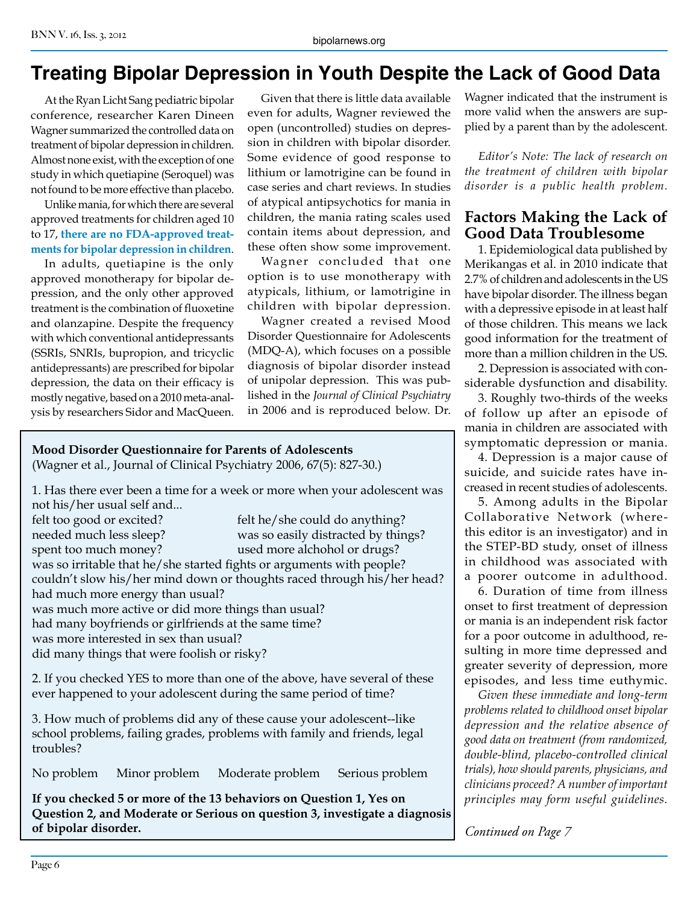# Treating Bipolar Depression in Youth Despite the Lack of Good Data

At the Ryan Licht Sang pediatric bipolar conference, researcher Karen Dineen Wagner summarized the controlled data on treatment of bipolar depression in children. Almost none exist, with the exception of one study in which quetiapine (Seroquel) was not found to be more effective than placebo.

Unlike mania, for which there are several approved treatments for children aged 10 to 17, **there are no FDA-approved treatments for bipolar depression in children**.

In adults, quetiapine is the only approved monotherapy for bipolar depression, and the only other approved treatment is the combination of fluoxetine and olanzapine. Despite the frequency with which conventional antidepressants (SSRIs, SNRIs, bupropion, and tricyclic antidepressants) are prescribed for bipolar depression, the data on their efficacy is mostly negative, based on a 2010 meta-analysis by researchers Sidor and MacQueen.

Given that there is little data available even for adults, Wagner reviewed the open (uncontrolled) studies on depression in children with bipolar disorder. Some evidence of good response to lithium or lamotrigine can be found in case series and chart reviews. In studies of atypical antipsychotics for mania in children, the mania rating scales used contain items about depression, and these often show some improvement.

Wagner concluded that one option is to use monotherapy with atypicals, lithium, or lamotrigine in children with bipolar depression.

Wagner created a revised Mood Disorder Questionnaire for Adolescents (MDQ-A), which focuses on a possible diagnosis of bipolar disorder instead of unipolar depression. This was published in the *Journal of Clinical Psychiatry* in 2006 and is reproduced below. Dr. Wagner indicated that the instrument is more valid when the answers are supplied by a parent than by the adolescent.

*Editor's Note: The lack of research on the treatment of children with bipolar disorder is a public health problem.*

**Mood Disorder Questionnaire for Parents of Adolescents**
(Wagner et al., Journal of Clinical Psychiatry 2006, 67(5): 827-30.)

1. Has there ever been a time for a week or more when your adolescent was not his/her usual self and...

felt too good or excited?
felt he/she could do anything?
needed much less sleep?
was so easily distracted by things?
spent too much money?
used more alchohol or drugs?
was so irritable that he/she started fights or arguments with people?
couldn't slow his/her mind down or thoughts raced through his/her head?
had much more energy than usual?
was much more active or did more things than usual?
had many boyfriends or girlfriends at the same time?
was more interested in sex than usual?
did many things that were foolish or risky?

2. If you checked YES to more than one of the above, have several of these ever happened to your adolescent during the same period of time?

3. How much of problems did any of these cause your adolescent--like school problems, failing grades, problems with family and friends, legal troubles?

No problem     Minor problem     Moderate problem     Serious problem

**If you checked 5 or more of the 13 behaviors on Question 1, Yes on Question 2, and Moderate or Serious on question 3, investigate a diagnosis of bipolar disorder.**

## Factors Making the Lack of Good Data Troublesome

1. Epidemiological data published by Merikangas et al. in 2010 indicate that 2.7% of children and adolescents in the US have bipolar disorder. The illness began with a depressive episode in at least half of those children. This means we lack good information for the treatment of more than a million children in the US.

2. Depression is associated with considerable dysfunction and disability.

3. Roughly two-thirds of the weeks of follow up after an episode of mania in children are associated with symptomatic depression or mania.

4. Depression is a major cause of suicide, and suicide rates have increased in recent studies of adolescents.

5. Among adults in the Bipolar Collaborative Network (where this editor is an investigator) and in the STEP-BD study, onset of illness in childhood was associated with a poorer outcome in adulthood.

6. Duration of time from illness onset to first treatment of depression or mania is an independent risk factor for a poor outcome in adulthood, resulting in more time depressed and greater severity of depression, more episodes, and less time euthymic.

*Given these immediate and long-term problems related to childhood onset bipolar depression and the relative absence of good data on treatment (from randomized, double-blind, placebo-controlled clinical trials), how should parents, physicians, and clinicians proceed? A number of important principles may form useful guidelines.*

*Continued on Page 7*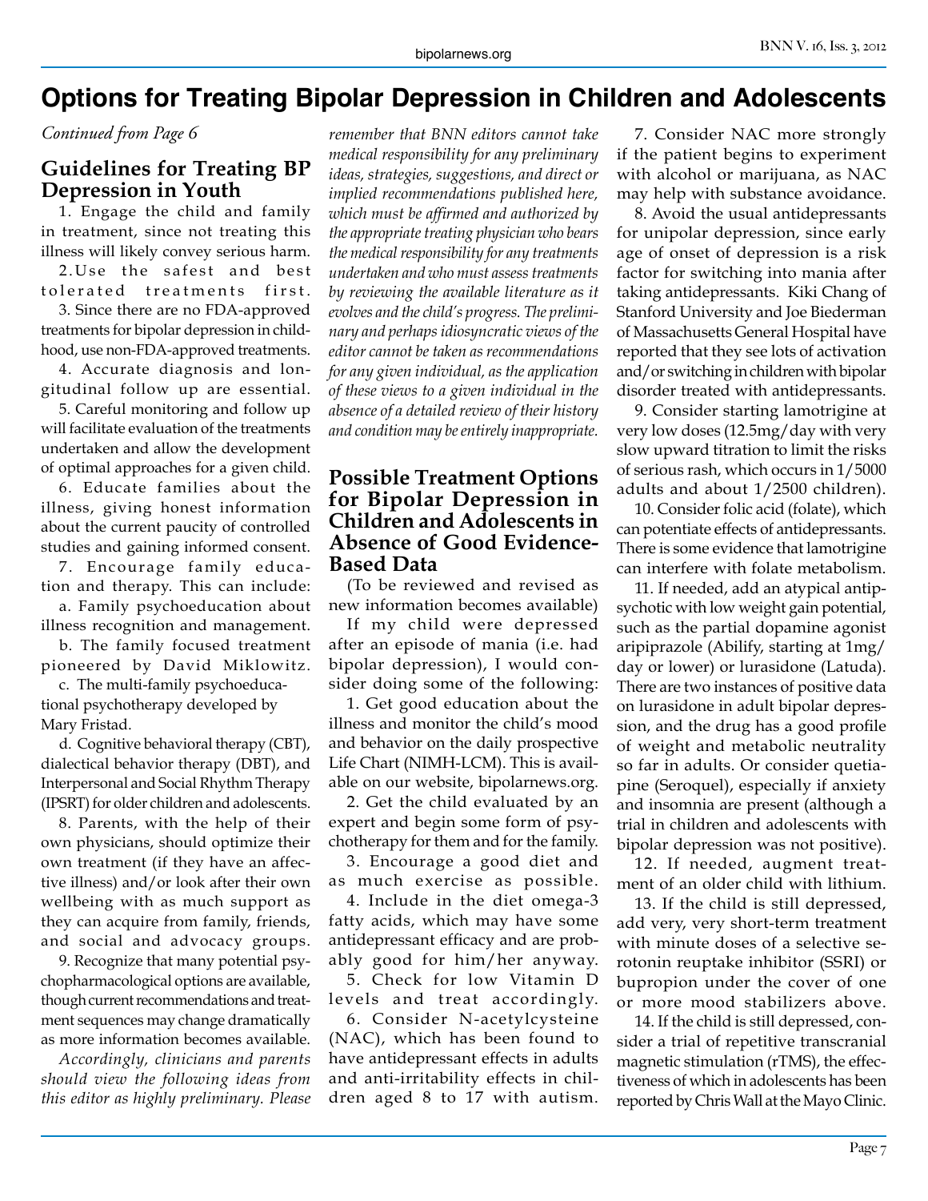# Options for Treating Bipolar Depression in Children and Adolescents

*Continued from Page 6*

## Guidelines for Treating BP Depression in Youth

1. Engage the child and family in treatment, since not treating this illness will likely convey serious harm.
2. Use the safest and best tolerated treatments first.
3. Since there are no FDA-approved treatments for bipolar depression in childhood, use non-FDA-approved treatments.
4. Accurate diagnosis and longitudinal follow up are essential.
5. Careful monitoring and follow up will facilitate evaluation of the treatments undertaken and allow the development of optimal approaches for a given child.
6. Educate families about the illness, giving honest information about the current paucity of controlled studies and gaining informed consent.
7. Encourage family education and therapy. This can include:
   a. Family psychoeducation about illness recognition and management.
   b. The family focused treatment pioneered by David Miklowitz.
   c. The multi-family psychoeducational psychotherapy developed by Mary Fristad.
   d. Cognitive behavioral therapy (CBT), dialectical behavior therapy (DBT), and Interpersonal and Social Rhythm Therapy (IPSRT) for older children and adolescents.
8. Parents, with the help of their own physicians, should optimize their own treatment (if they have an affective illness) and/or look after their own wellbeing with as much support as they can acquire from family, friends, and social and advocacy groups.
9. Recognize that many potential psychopharmacological options are available, though current recommendations and treatment sequences may change dramatically as more information becomes available.

*Accordingly, clinicians and parents should view the following ideas from this editor as highly preliminary. Please remember that BNN editors cannot take medical responsibility for any preliminary ideas, strategies, suggestions, and direct or implied recommendations published here, which must be affirmed and authorized by the appropriate treating physician who bears the medical responsibility for any treatments undertaken and who must assess treatments by reviewing the available literature as it evolves and the child's progress. The preliminary and perhaps idiosyncratic views of the editor cannot be taken as recommendations for any given individual, as the application of these views to a given individual in the absence of a detailed review of their history and condition may be entirely inappropriate.*

## Possible Treatment Options for Bipolar Depression in Children and Adolescents in Absence of Good Evidence-Based Data

(To be reviewed and revised as new information becomes available)

If my child were depressed after an episode of mania (i.e. had bipolar depression), I would consider doing some of the following:

1. Get good education about the illness and monitor the child's mood and behavior on the daily prospective Life Chart (NIMH-LCM). This is available on our website, bipolarnews.org.
2. Get the child evaluated by an expert and begin some form of psychotherapy for them and for the family.
3. Encourage a good diet and as much exercise as possible.
4. Include in the diet omega-3 fatty acids, which may have some antidepressant efficacy and are probably good for him/her anyway.
5. Check for low Vitamin D levels and treat accordingly.
6. Consider N-acetylcysteine (NAC), which has been found to have antidepressant effects in adults and anti-irritability effects in children aged 8 to 17 with autism.
7. Consider NAC more strongly if the patient begins to experiment with alcohol or marijuana, as NAC may help with substance avoidance.
8. Avoid the usual antidepressants for unipolar depression, since early age of onset of depression is a risk factor for switching into mania after taking antidepressants. Kiki Chang of Stanford University and Joe Biederman of Massachusetts General Hospital have reported that they see lots of activation and/or switching in children with bipolar disorder treated with antidepressants.
9. Consider starting lamotrigine at very low doses (12.5mg/day with very slow upward titration to limit the risks of serious rash, which occurs in 1/5000 adults and about 1/2500 children).
10. Consider folic acid (folate), which can potentiate effects of antidepressants. There is some evidence that lamotrigine can interfere with folate metabolism.
11. If needed, add an atypical antipsychotic with low weight gain potential, such as the partial dopamine agonist aripiprazole (Abilify, starting at 1mg/day or lower) or lurasidone (Latuda). There are two instances of positive data on lurasidone in adult bipolar depression, and the drug has a good profile of weight and metabolic neutrality so far in adults. Or consider quetiapine (Seroquel), especially if anxiety and insomnia are present (although a trial in children and adolescents with bipolar depression was not positive).
12. If needed, augment treatment of an older child with lithium.
13. If the child is still depressed, add very, very short-term treatment with minute doses of a selective serotonin reuptake inhibitor (SSRI) or bupropion under the cover of one or more mood stabilizers above.
14. If the child is still depressed, consider a trial of repetitive transcranial magnetic stimulation (rTMS), the effectiveness of which in adolescents has been reported by Chris Wall at the Mayo Clinic.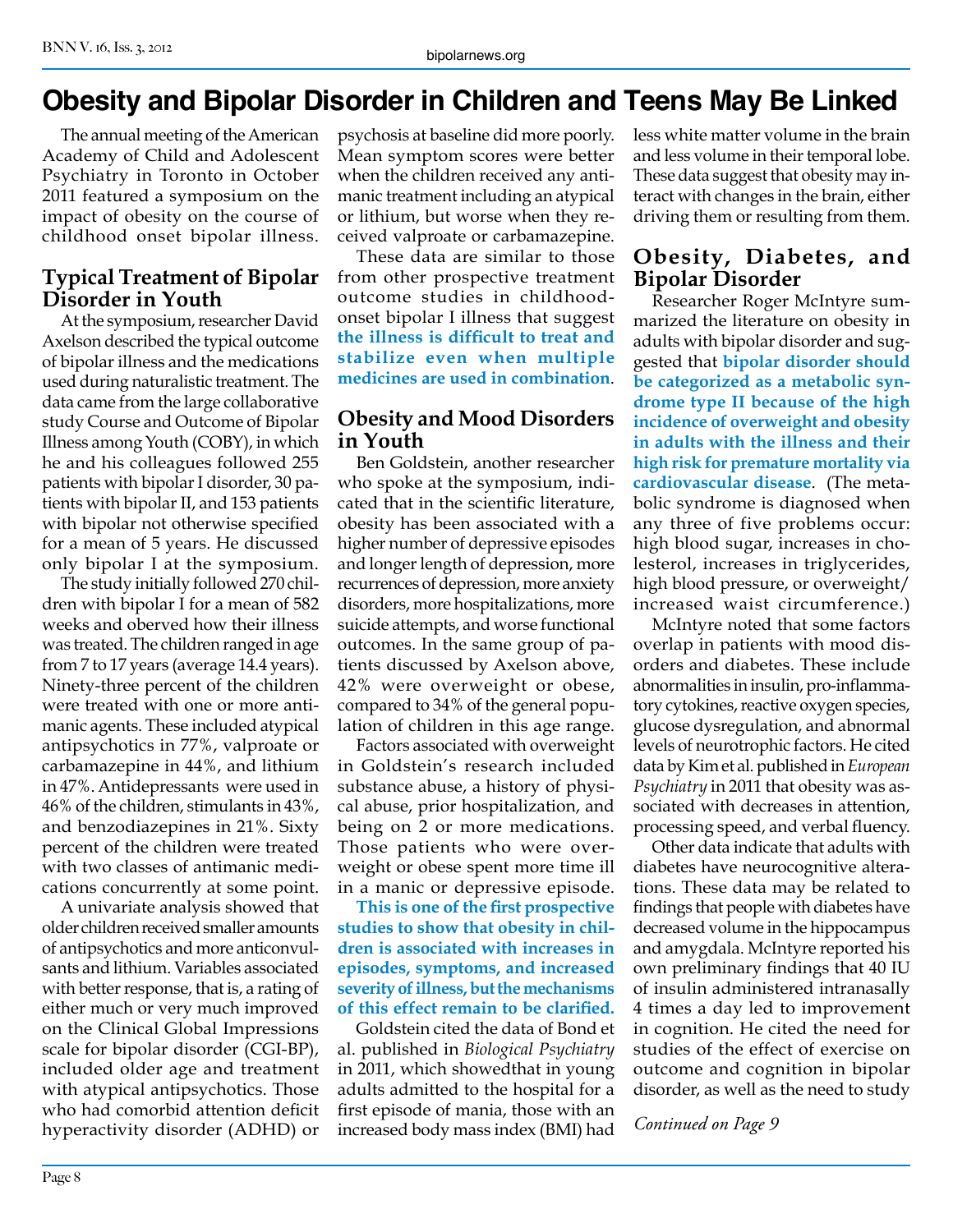# Obesity and Bipolar Disorder in Children and Teens May Be Linked

The annual meeting of the American Academy of Child and Adolescent Psychiatry in Toronto in October 2011 featured a symposium on the impact of obesity on the course of childhood onset bipolar illness.

## Typical Treatment of Bipolar Disorder in Youth

At the symposium, researcher David Axelson described the typical outcome of bipolar illness and the medications used during naturalistic treatment. The data came from the large collaborative study Course and Outcome of Bipolar Illness among Youth (COBY), in which he and his colleagues followed 255 patients with bipolar I disorder, 30 patients with bipolar II, and 153 patients with bipolar not otherwise specified for a mean of 5 years. He discussed only bipolar I at the symposium.

The study initially followed 270 children with bipolar I for a mean of 582 weeks and oberved how their illness was treated. The children ranged in age from 7 to 17 years (average 14.4 years). Ninety-three percent of the children were treated with one or more antimanic agents. These included atypical antipsychotics in 77%, valproate or carbamazepine in 44%, and lithium in 47%. Antidepressants were used in 46% of the children, stimulants in 43%, and benzodiazepines in 21%. Sixty percent of the children were treated with two classes of antimanic medications concurrently at some point.

A univariate analysis showed that older children received smaller amounts of antipsychotics and more anticonvulsants and lithium. Variables associated with better response, that is, a rating of either much or very much improved on the Clinical Global Impressions scale for bipolar disorder (CGI-BP), included older age and treatment with atypical antipsychotics. Those who had comorbid attention deficit hyperactivity disorder (ADHD) or psychosis at baseline did more poorly. Mean symptom scores were better when the children received any antimanic treatment including an atypical or lithium, but worse when they received valproate or carbamazepine.

These data are similar to those from other prospective treatment outcome studies in childhood-onset bipolar I illness that suggest **the illness is difficult to treat and stabilize even when multiple medicines are used in combination**.

## Obesity and Mood Disorders in Youth

Ben Goldstein, another researcher who spoke at the symposium, indicated that in the scientific literature, obesity has been associated with a higher number of depressive episodes and longer length of depression, more recurrences of depression, more anxiety disorders, more hospitalizations, more suicide attempts, and worse functional outcomes. In the same group of patients discussed by Axelson above, 42% were overweight or obese, compared to 34% of the general population of children in this age range.

Factors associated with overweight in Goldstein's research included substance abuse, a history of physical abuse, prior hospitalization, and being on 2 or more medications. Those patients who were overweight or obese spent more time ill in a manic or depressive episode.

**This is one of the first prospective studies to show that obesity in children is associated with increases in episodes, symptoms, and increased severity of illness, but the mechanisms of this effect remain to be clarified.**

Goldstein cited the data of Bond et al. published in *Biological Psychiatry* in 2011, which showedthat in young adults admitted to the hospital for a first episode of mania, those with an increased body mass index (BMI) had less white matter volume in the brain and less volume in their temporal lobe. These data suggest that obesity may interact with changes in the brain, either driving them or resulting from them.

## Obesity, Diabetes, and Bipolar Disorder

Researcher Roger McIntyre summarized the literature on obesity in adults with bipolar disorder and suggested that **bipolar disorder should be categorized as a metabolic syndrome type II because of the high incidence of overweight and obesity in adults with the illness and their high risk for premature mortality via cardiovascular disease**. (The metabolic syndrome is diagnosed when any three of five problems occur: high blood sugar, increases in cholesterol, increases in triglycerides, high blood pressure, or overweight/increased waist circumference.)

McIntyre noted that some factors overlap in patients with mood disorders and diabetes. These include abnormalities in insulin, pro-inflammatory cytokines, reactive oxygen species, glucose dysregulation, and abnormal levels of neurotrophic factors. He cited data by Kim et al. published in *European Psychiatry* in 2011 that obesity was associated with decreases in attention, processing speed, and verbal fluency.

Other data indicate that adults with diabetes have neurocognitive alterations. These data may be related to findings that people with diabetes have decreased volume in the hippocampus and amygdala. McIntyre reported his own preliminary findings that 40 IU of insulin administered intranasally 4 times a day led to improvement in cognition. He cited the need for studies of the effect of exercise on outcome and cognition in bipolar disorder, as well as the need to study

*Continued on Page 9*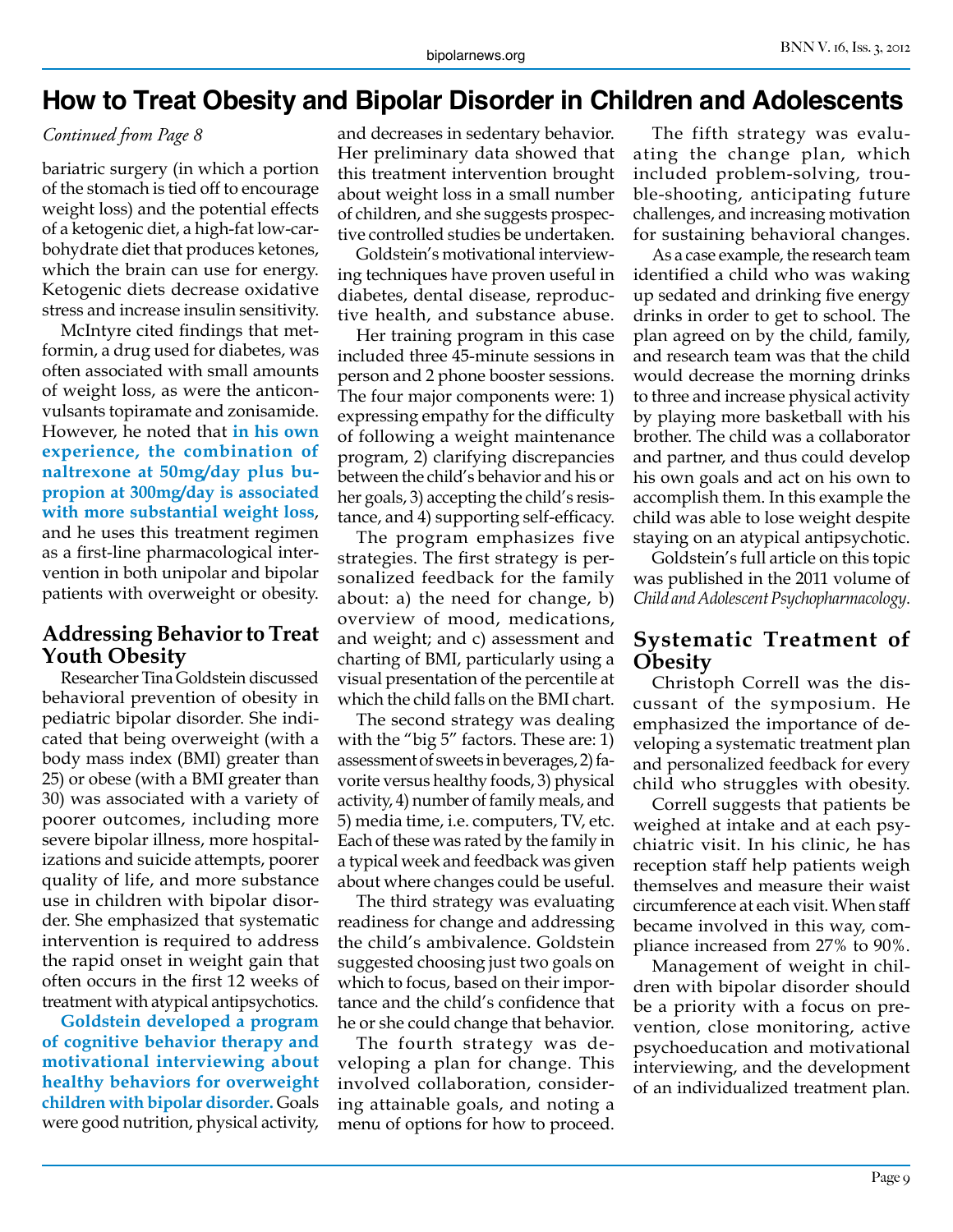# How to Treat Obesity and Bipolar Disorder in Children and Adolescents

*Continued from Page 8*

bariatric surgery (in which a portion of the stomach is tied off to encourage weight loss) and the potential effects of a ketogenic diet, a high-fat low-carbohydrate diet that produces ketones, which the brain can use for energy. Ketogenic diets decrease oxidative stress and increase insulin sensitivity.

McIntyre cited findings that metformin, a drug used for diabetes, was often associated with small amounts of weight loss, as were the anticonvulsants topiramate and zonisamide. However, he noted that **in his own experience, the combination of naltrexone at 50mg/day plus bupropion at 300mg/day is associated with more substantial weight loss**, and he uses this treatment regimen as a first-line pharmacological intervention in both unipolar and bipolar patients with overweight or obesity.

## Addressing Behavior to Treat Youth Obesity

Researcher Tina Goldstein discussed behavioral prevention of obesity in pediatric bipolar disorder. She indicated that being overweight (with a body mass index (BMI) greater than 25) or obese (with a BMI greater than 30) was associated with a variety of poorer outcomes, including more severe bipolar illness, more hospitalizations and suicide attempts, poorer quality of life, and more substance use in children with bipolar disorder. She emphasized that systematic intervention is required to address the rapid onset in weight gain that often occurs in the first 12 weeks of treatment with atypical antipsychotics.

**Goldstein developed a program of cognitive behavior therapy and motivational interviewing about healthy behaviors for overweight children with bipolar disorder.** Goals were good nutrition, physical activity, and decreases in sedentary behavior. Her preliminary data showed that this treatment intervention brought about weight loss in a small number of children, and she suggests prospective controlled studies be undertaken.

Goldstein's motivational interviewing techniques have proven useful in diabetes, dental disease, reproductive health, and substance abuse.

Her training program in this case included three 45-minute sessions in person and 2 phone booster sessions. The four major components were: 1) expressing empathy for the difficulty of following a weight maintenance program, 2) clarifying discrepancies between the child's behavior and his or her goals, 3) accepting the child's resistance, and 4) supporting self-efficacy.

The program emphasizes five strategies. The first strategy is personalized feedback for the family about: a) the need for change, b) overview of mood, medications, and weight; and c) assessment and charting of BMI, particularly using a visual presentation of the percentile at which the child falls on the BMI chart.

The second strategy was dealing with the "big 5" factors. These are: 1) assessment of sweets in beverages, 2) favorite versus healthy foods, 3) physical activity, 4) number of family meals, and 5) media time, i.e. computers, TV, etc. Each of these was rated by the family in a typical week and feedback was given about where changes could be useful.

The third strategy was evaluating readiness for change and addressing the child's ambivalence. Goldstein suggested choosing just two goals on which to focus, based on their importance and the child's confidence that he or she could change that behavior.

The fourth strategy was developing a plan for change. This involved collaboration, considering attainable goals, and noting a menu of options for how to proceed.

The fifth strategy was evaluating the change plan, which included problem-solving, trouble-shooting, anticipating future challenges, and increasing motivation for sustaining behavioral changes.

As a case example, the research team identified a child who was waking up sedated and drinking five energy drinks in order to get to school. The plan agreed on by the child, family, and research team was that the child would decrease the morning drinks to three and increase physical activity by playing more basketball with his brother. The child was a collaborator and partner, and thus could develop his own goals and act on his own to accomplish them. In this example the child was able to lose weight despite staying on an atypical antipsychotic.

Goldstein's full article on this topic was published in the 2011 volume of *Child and Adolescent Psychopharmacology*.

## Systematic Treatment of Obesity

Christoph Correll was the discussant of the symposium. He emphasized the importance of developing a systematic treatment plan and personalized feedback for every child who struggles with obesity.

Correll suggests that patients be weighed at intake and at each psychiatric visit. In his clinic, he has reception staff help patients weigh themselves and measure their waist circumference at each visit. When staff became involved in this way, compliance increased from 27% to 90%.

Management of weight in children with bipolar disorder should be a priority with a focus on prevention, close monitoring, active psychoeducation and motivational interviewing, and the development of an individualized treatment plan.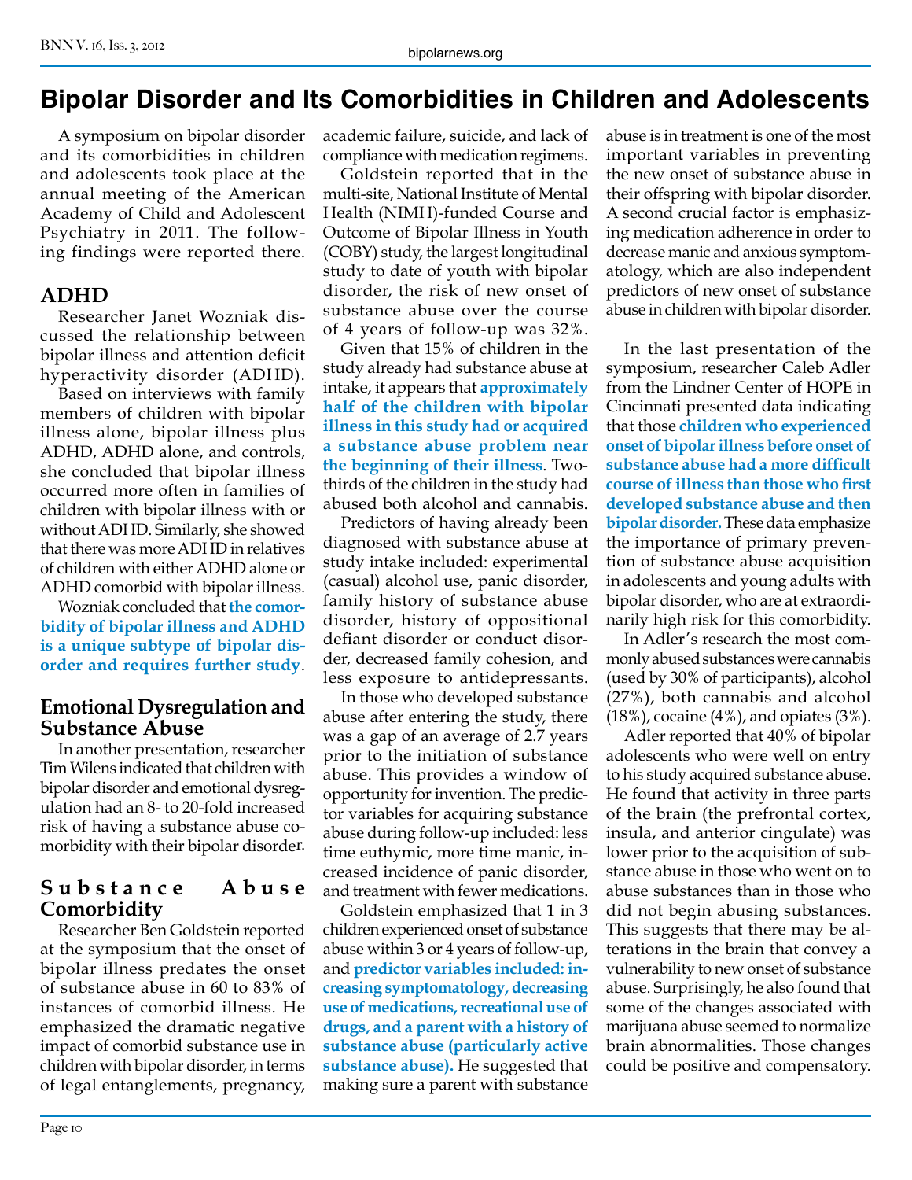# Bipolar Disorder and Its Comorbidities in Children and Adolescents

A symposium on bipolar disorder and its comorbidities in children and adolescents took place at the annual meeting of the American Academy of Child and Adolescent Psychiatry in 2011. The following findings were reported there.

## ADHD

Researcher Janet Wozniak discussed the relationship between bipolar illness and attention deficit hyperactivity disorder (ADHD).

Based on interviews with family members of children with bipolar illness alone, bipolar illness plus ADHD, ADHD alone, and controls, she concluded that bipolar illness occurred more often in families of children with bipolar illness with or without ADHD. Similarly, she showed that there was more ADHD in relatives of children with either ADHD alone or ADHD comorbid with bipolar illness.

Wozniak concluded that **the comorbidity of bipolar illness and ADHD is a unique subtype of bipolar disorder and requires further study**.

## Emotional Dysregulation and Substance Abuse

In another presentation, researcher Tim Wilens indicated that children with bipolar disorder and emotional dysregulation had an 8- to 20-fold increased risk of having a substance abuse comorbidity with their bipolar disorder.

## Substance Abuse Comorbidity

Researcher Ben Goldstein reported at the symposium that the onset of bipolar illness predates the onset of substance abuse in 60 to 83% of instances of comorbid illness. He emphasized the dramatic negative impact of comorbid substance use in children with bipolar disorder, in terms of legal entanglements, pregnancy, academic failure, suicide, and lack of compliance with medication regimens.

Goldstein reported that in the multi-site, National Institute of Mental Health (NIMH)-funded Course and Outcome of Bipolar Illness in Youth (COBY) study, the largest longitudinal study to date of youth with bipolar disorder, the risk of new onset of substance abuse over the course of 4 years of follow-up was 32%.

Given that 15% of children in the study already had substance abuse at intake, it appears that **approximately half of the children with bipolar illness in this study had or acquired a substance abuse problem near the beginning of their illness**. Two-thirds of the children in the study had abused both alcohol and cannabis.

Predictors of having already been diagnosed with substance abuse at study intake included: experimental (casual) alcohol use, panic disorder, family history of substance abuse disorder, history of oppositional defiant disorder or conduct disorder, decreased family cohesion, and less exposure to antidepressants.

In those who developed substance abuse after entering the study, there was a gap of an average of 2.7 years prior to the initiation of substance abuse. This provides a window of opportunity for invention. The predictor variables for acquiring substance abuse during follow-up included: less time euthymic, more time manic, increased incidence of panic disorder, and treatment with fewer medications.

Goldstein emphasized that 1 in 3 children experienced onset of substance abuse within 3 or 4 years of follow-up, and **predictor variables included: increasing symptomatology, decreasing use of medications, recreational use of drugs, and a parent with a history of substance abuse (particularly active substance abuse).** He suggested that making sure a parent with substance abuse is in treatment is one of the most important variables in preventing the new onset of substance abuse in their offspring with bipolar disorder. A second crucial factor is emphasizing medication adherence in order to decrease manic and anxious symptomatology, which are also independent predictors of new onset of substance abuse in children with bipolar disorder.

In the last presentation of the symposium, researcher Caleb Adler from the Lindner Center of HOPE in Cincinnati presented data indicating that those **children who experienced onset of bipolar illness before onset of substance abuse had a more difficult course of illness than those who first developed substance abuse and then bipolar disorder.** These data emphasize the importance of primary prevention of substance abuse acquisition in adolescents and young adults with bipolar disorder, who are at extraordinarily high risk for this comorbidity.

In Adler's research the most commonly abused substances were cannabis (used by 30% of participants), alcohol (27%), both cannabis and alcohol (18%), cocaine (4%), and opiates (3%).

Adler reported that 40% of bipolar adolescents who were well on entry to his study acquired substance abuse. He found that activity in three parts of the brain (the prefrontal cortex, insula, and anterior cingulate) was lower prior to the acquisition of substance abuse in those who went on to abuse substances than in those who did not begin abusing substances. This suggests that there may be alterations in the brain that convey a vulnerability to new onset of substance abuse. Surprisingly, he also found that some of the changes associated with marijuana abuse seemed to normalize brain abnormalities. Those changes could be positive and compensatory.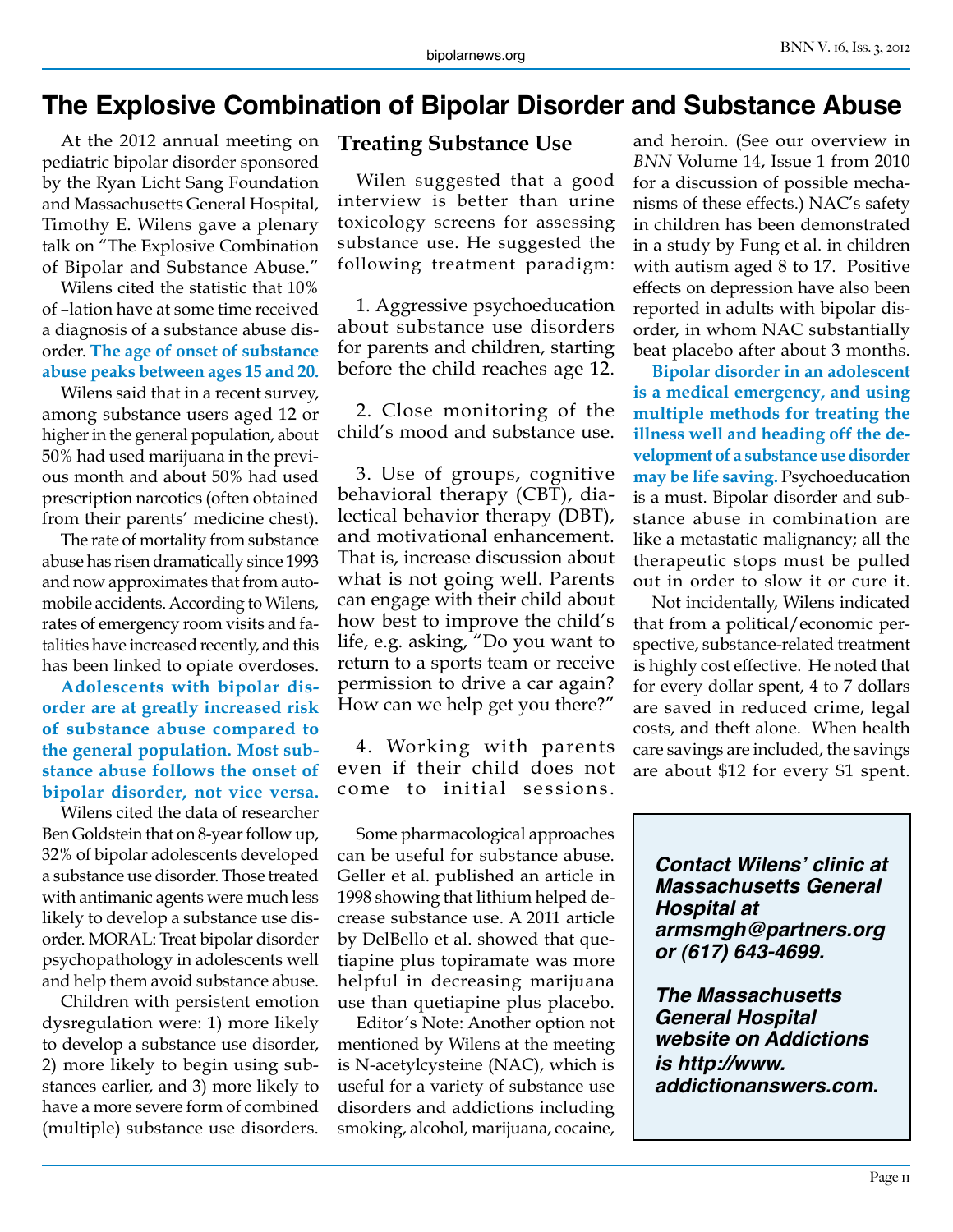# The Explosive Combination of Bipolar Disorder and Substance Abuse

At the 2012 annual meeting on pediatric bipolar disorder sponsored by the Ryan Licht Sang Foundation and Massachusetts General Hospital, Timothy E. Wilens gave a plenary talk on "The Explosive Combination of Bipolar and Substance Abuse."

Wilens cited the statistic that 10% of –lation have at some time received a diagnosis of a substance abuse disorder. **The age of onset of substance abuse peaks between ages 15 and 20.**

Wilens said that in a recent survey, among substance users aged 12 or higher in the general population, about 50% had used marijuana in the previous month and about 50% had used prescription narcotics (often obtained from their parents' medicine chest).

The rate of mortality from substance abuse has risen dramatically since 1993 and now approximates that from automobile accidents. According to Wilens, rates of emergency room visits and fatalities have increased recently, and this has been linked to opiate overdoses.

**Adolescents with bipolar disorder are at greatly increased risk of substance abuse compared to the general population. Most substance abuse follows the onset of bipolar disorder, not vice versa.**

Wilens cited the data of researcher Ben Goldstein that on 8-year follow up, 32% of bipolar adolescents developed a substance use disorder. Those treated with antimanic agents were much less likely to develop a substance use disorder. MORAL: Treat bipolar disorder psychopathology in adolescents well and help them avoid substance abuse.

Children with persistent emotion dysregulation were: 1) more likely to develop a substance use disorder, 2) more likely to begin using substances earlier, and 3) more likely to have a more severe form of combined (multiple) substance use disorders.

## Treating Substance Use

Wilen suggested that a good interview is better than urine toxicology screens for assessing substance use. He suggested the following treatment paradigm:

1. Aggressive psychoeducation about substance use disorders for parents and children, starting before the child reaches age 12.

2. Close monitoring of the child's mood and substance use.

3. Use of groups, cognitive behavioral therapy (CBT), dialectical behavior therapy (DBT), and motivational enhancement. That is, increase discussion about what is not going well. Parents can engage with their child about how best to improve the child's life, e.g. asking, "Do you want to return to a sports team or receive permission to drive a car again? How can we help get you there?"

4. Working with parents even if their child does not come to initial sessions.

Some pharmacological approaches can be useful for substance abuse. Geller et al. published an article in 1998 showing that lithium helped decrease substance use. A 2011 article by DelBello et al. showed that quetiapine plus topiramate was more helpful in decreasing marijuana use than quetiapine plus placebo.

Editor's Note: Another option not mentioned by Wilens at the meeting is N-acetylcysteine (NAC), which is useful for a variety of substance use disorders and addictions including smoking, alcohol, marijuana, cocaine, and heroin. (See our overview in *BNN* Volume 14, Issue 1 from 2010 for a discussion of possible mechanisms of these effects.) NAC's safety in children has been demonstrated in a study by Fung et al. in children with autism aged 8 to 17. Positive effects on depression have also been reported in adults with bipolar disorder, in whom NAC substantially beat placebo after about 3 months.

**Bipolar disorder in an adolescent is a medical emergency, and using multiple methods for treating the illness well and heading off the development of a substance use disorder may be life saving.** Psychoeducation is a must. Bipolar disorder and substance abuse in combination are like a metastatic malignancy; all the therapeutic stops must be pulled out in order to slow it or cure it.

Not incidentally, Wilens indicated that from a political/economic perspective, substance-related treatment is highly cost effective. He noted that for every dollar spent, 4 to 7 dollars are saved in reduced crime, legal costs, and theft alone. When health care savings are included, the savings are about $12 for every $1 spent.

***Contact Wilens' clinic at Massachusetts General Hospital at armsmgh@partners.org or (617) 643-4699.***

***The Massachusetts General Hospital website on Addictions is http://www.addictionanswers.com.***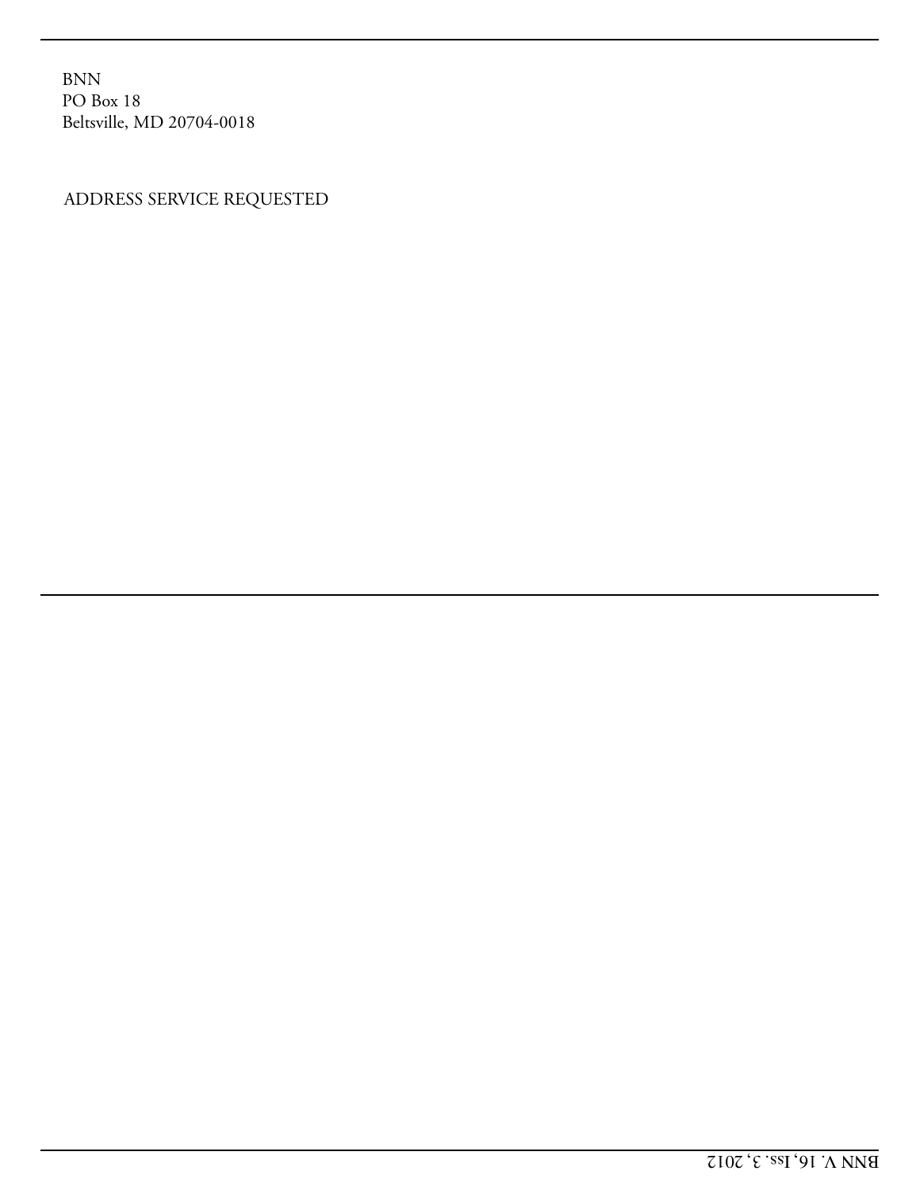BNN
PO Box 18
Beltsville, MD 20704-0018

ADDRESS SERVICE REQUESTED